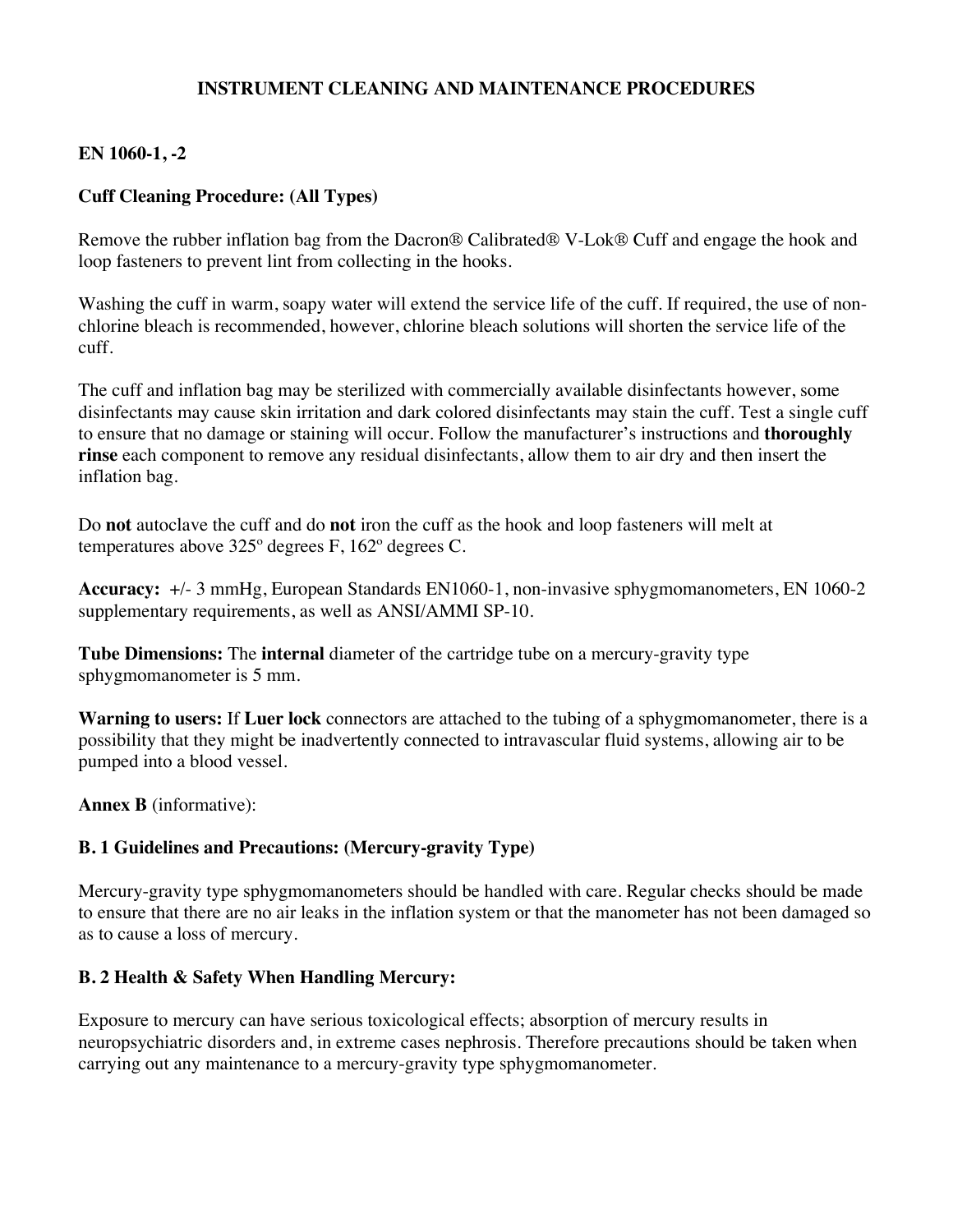# INSTRUMENT CLEANING AND MAINTENANCE PROCEDURES

## EN 1060-1, -2

### Cuff Cleaning Procedure: (All Types)

Remove the rubber inflation bag from the Dacron® Calibrated® V-Lok® Cuff and engage the hook and loop fasteners to prevent lint from collecting in the hooks.

Washing the cuff in warm, soapy water will extend the service life of the cuff. If required, the use of non-chlorine bleach is recommended, however, chlorine bleach solutions will shorten the service life of the cuff.

The cuff and inflation bag may be sterilized with commercially available disinfectants however, some disinfectants may cause skin irritation and dark colored disinfectants may stain the cuff. Test a single cuff to ensure that no damage or staining will occur. Follow the manufacturer's instructions and **thoroughly rinse** each component to remove any residual disinfectants, allow them to air dry and then insert the inflation bag.

Do **not** autoclave the cuff and do **not** iron the cuff as the hook and loop fasteners will melt at temperatures above 325º degrees F, 162º degrees C.

**Accuracy:** +/- 3 mmHg, European Standards EN1060-1, non-invasive sphygmomanometers, EN 1060-2 supplementary requirements, as well as ANSI/AMMI SP-10.

**Tube Dimensions:** The **internal** diameter of the cartridge tube on a mercury-gravity type sphygmomanometer is 5 mm.

**Warning to users:** If **Luer lock** connectors are attached to the tubing of a sphygmomanometer, there is a possibility that they might be inadvertently connected to intravascular fluid systems, allowing air to be pumped into a blood vessel.

**Annex B** (informative):

### B. 1 Guidelines and Precautions: (Mercury-gravity Type)

Mercury-gravity type sphygmomanometers should be handled with care. Regular checks should be made to ensure that there are no air leaks in the inflation system or that the manometer has not been damaged so as to cause a loss of mercury.

### B. 2 Health & Safety When Handling Mercury:

Exposure to mercury can have serious toxicological effects; absorption of mercury results in neuropsychiatric disorders and, in extreme cases nephrosis. Therefore precautions should be taken when carrying out any maintenance to a mercury-gravity type sphygmomanometer.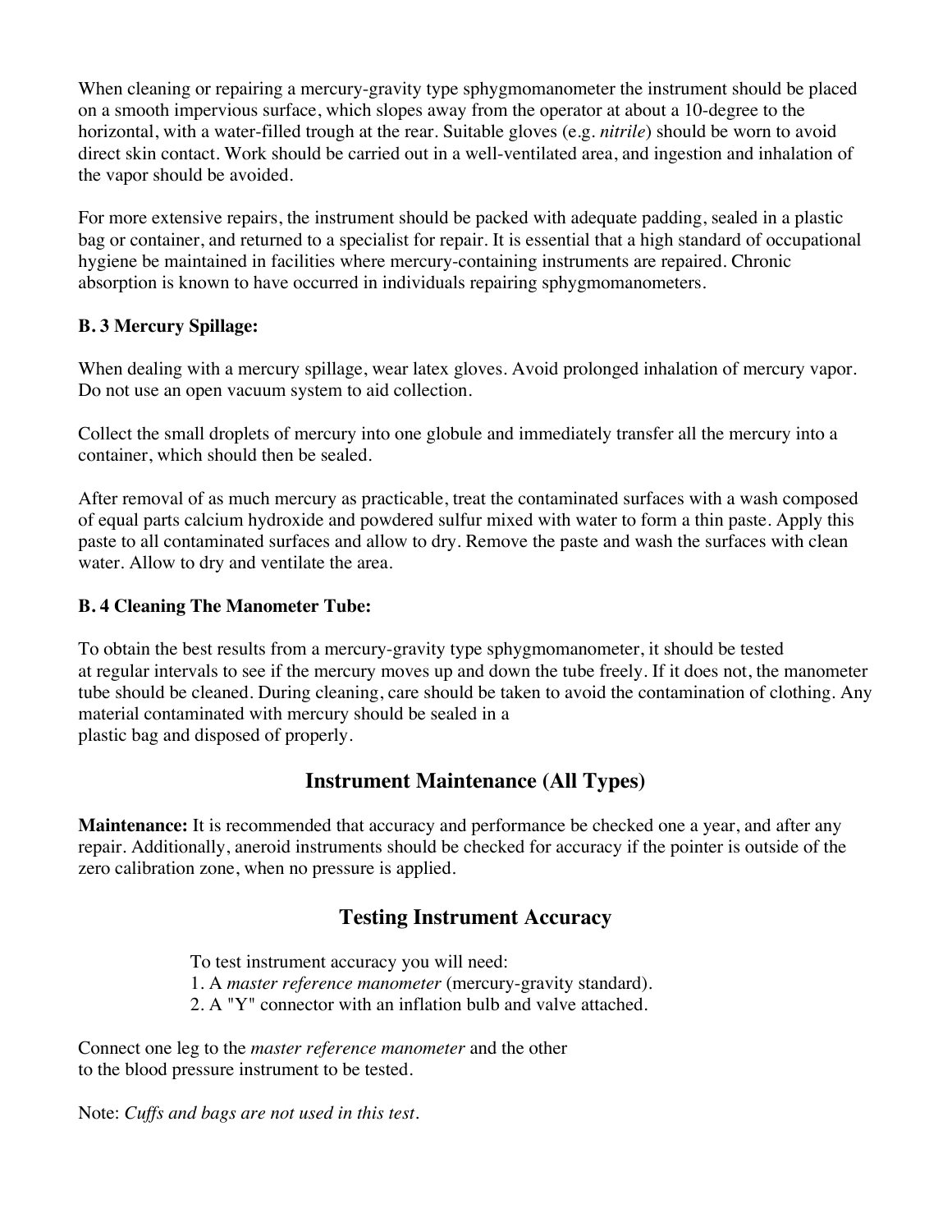When cleaning or repairing a mercury-gravity type sphygmomanometer the instrument should be placed on a smooth impervious surface, which slopes away from the operator at about a 10-degree to the horizontal, with a water-filled trough at the rear. Suitable gloves (e.g. *nitrile*) should be worn to avoid direct skin contact. Work should be carried out in a well-ventilated area, and ingestion and inhalation of the vapor should be avoided.

For more extensive repairs, the instrument should be packed with adequate padding, sealed in a plastic bag or container, and returned to a specialist for repair. It is essential that a high standard of occupational hygiene be maintained in facilities where mercury-containing instruments are repaired. Chronic absorption is known to have occurred in individuals repairing sphygmomanometers.

**B. 3 Mercury Spillage:**

When dealing with a mercury spillage, wear latex gloves. Avoid prolonged inhalation of mercury vapor. Do not use an open vacuum system to aid collection.

Collect the small droplets of mercury into one globule and immediately transfer all the mercury into a container, which should then be sealed.

After removal of as much mercury as practicable, treat the contaminated surfaces with a wash composed of equal parts calcium hydroxide and powdered sulfur mixed with water to form a thin paste. Apply this paste to all contaminated surfaces and allow to dry. Remove the paste and wash the surfaces with clean water. Allow to dry and ventilate the area.

**B. 4 Cleaning The Manometer Tube:**

To obtain the best results from a mercury-gravity type sphygmomanometer, it should be tested at regular intervals to see if the mercury moves up and down the tube freely. If it does not, the manometer tube should be cleaned. During cleaning, care should be taken to avoid the contamination of clothing. Any material contaminated with mercury should be sealed in a plastic bag and disposed of properly.

## Instrument Maintenance (All Types)

**Maintenance:** It is recommended that accuracy and performance be checked one a year, and after any repair. Additionally, aneroid instruments should be checked for accuracy if the pointer is outside of the zero calibration zone, when no pressure is applied.

## Testing Instrument Accuracy

To test instrument accuracy you will need:

1. A *master reference manometer* (mercury-gravity standard).
2. A "Y" connector with an inflation bulb and valve attached.

Connect one leg to the *master reference manometer* and the other to the blood pressure instrument to be tested.

Note: *Cuffs and bags are not used in this test.*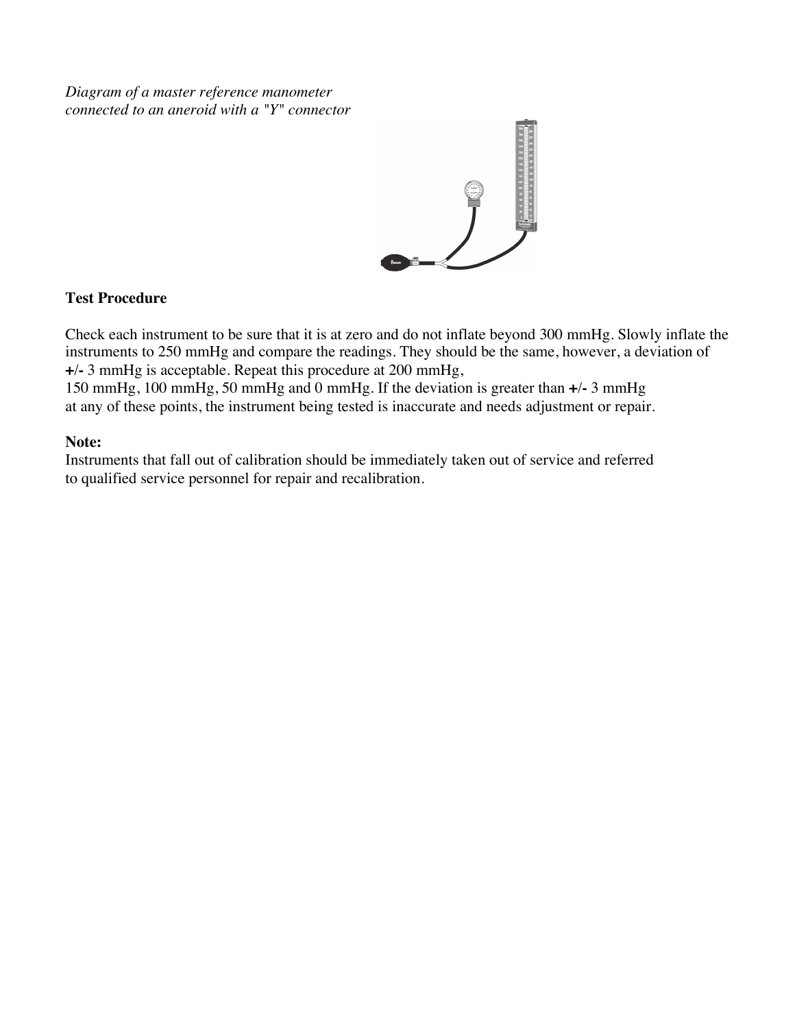*Diagram of a master reference manometer connected to an aneroid with a "Y" connector*

**Test Procedure**

Check each instrument to be sure that it is at zero and do not inflate beyond 300 mmHg. Slowly inflate the instruments to 250 mmHg and compare the readings. They should be the same, however, a deviation of **+/-** 3 mmHg is acceptable. Repeat this procedure at 200 mmHg, 150 mmHg, 100 mmHg, 50 mmHg and 0 mmHg. If the deviation is greater than **+/-** 3 mmHg at any of these points, the instrument being tested is inaccurate and needs adjustment or repair.

**Note:**
Instruments that fall out of calibration should be immediately taken out of service and referred to qualified service personnel for repair and recalibration.